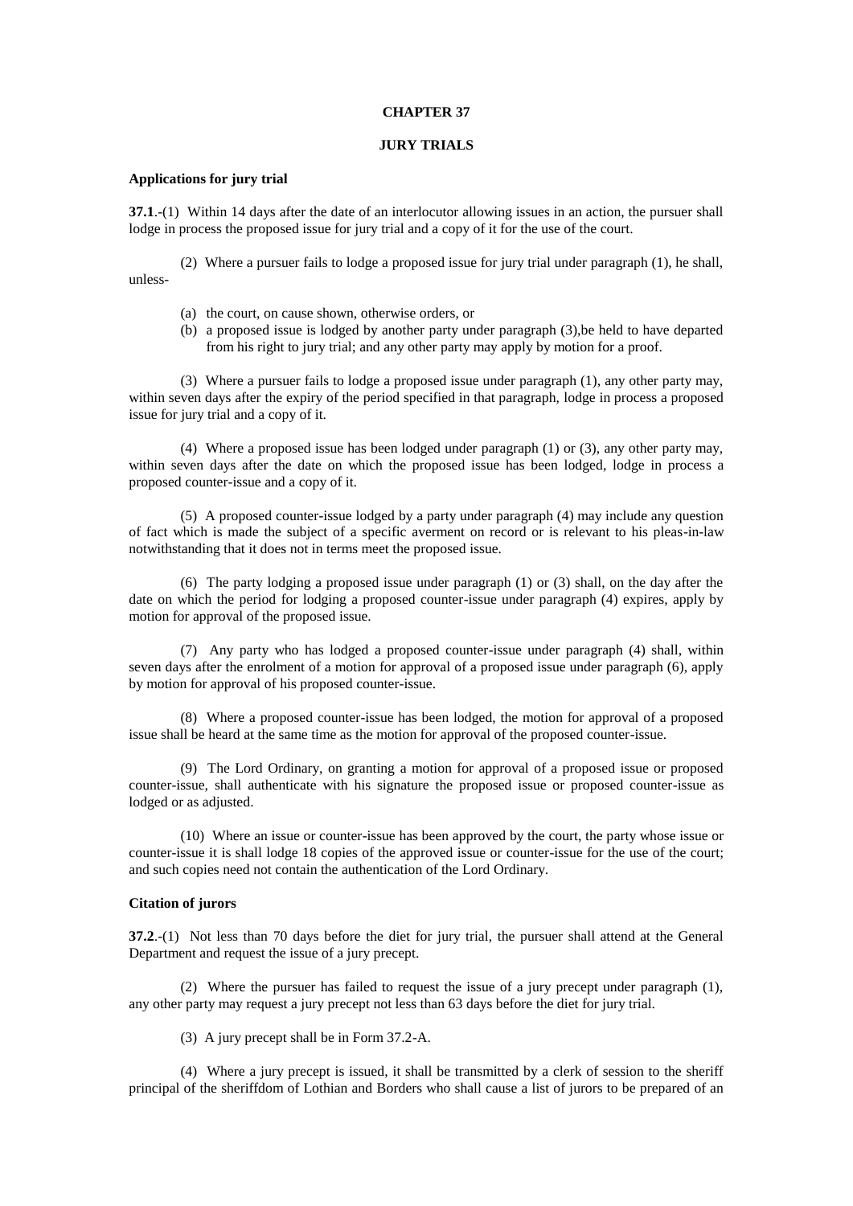# CHAPTER 37

## JURY TRIALS

### Applications for jury trial

**37.1**.-(1) Within 14 days after the date of an interlocutor allowing issues in an action, the pursuer shall lodge in process the proposed issue for jury trial and a copy of it for the use of the court.

(2) Where a pursuer fails to lodge a proposed issue for jury trial under paragraph (1), he shall, unless-

- (a) the court, on cause shown, otherwise orders, or
- (b) a proposed issue is lodged by another party under paragraph (3),be held to have departed from his right to jury trial; and any other party may apply by motion for a proof.

(3) Where a pursuer fails to lodge a proposed issue under paragraph (1), any other party may, within seven days after the expiry of the period specified in that paragraph, lodge in process a proposed issue for jury trial and a copy of it.

(4) Where a proposed issue has been lodged under paragraph (1) or (3), any other party may, within seven days after the date on which the proposed issue has been lodged, lodge in process a proposed counter-issue and a copy of it.

(5) A proposed counter-issue lodged by a party under paragraph (4) may include any question of fact which is made the subject of a specific averment on record or is relevant to his pleas-in-law notwithstanding that it does not in terms meet the proposed issue.

(6) The party lodging a proposed issue under paragraph (1) or (3) shall, on the day after the date on which the period for lodging a proposed counter-issue under paragraph (4) expires, apply by motion for approval of the proposed issue.

(7) Any party who has lodged a proposed counter-issue under paragraph (4) shall, within seven days after the enrolment of a motion for approval of a proposed issue under paragraph (6), apply by motion for approval of his proposed counter-issue.

(8) Where a proposed counter-issue has been lodged, the motion for approval of a proposed issue shall be heard at the same time as the motion for approval of the proposed counter-issue.

(9) The Lord Ordinary, on granting a motion for approval of a proposed issue or proposed counter-issue, shall authenticate with his signature the proposed issue or proposed counter-issue as lodged or as adjusted.

(10) Where an issue or counter-issue has been approved by the court, the party whose issue or counter-issue it is shall lodge 18 copies of the approved issue or counter-issue for the use of the court; and such copies need not contain the authentication of the Lord Ordinary.

### Citation of jurors

**37.2**.-(1) Not less than 70 days before the diet for jury trial, the pursuer shall attend at the General Department and request the issue of a jury precept.

(2) Where the pursuer has failed to request the issue of a jury precept under paragraph (1), any other party may request a jury precept not less than 63 days before the diet for jury trial.

(3) A jury precept shall be in Form 37.2-A.

(4) Where a jury precept is issued, it shall be transmitted by a clerk of session to the sheriff principal of the sheriffdom of Lothian and Borders who shall cause a list of jurors to be prepared of an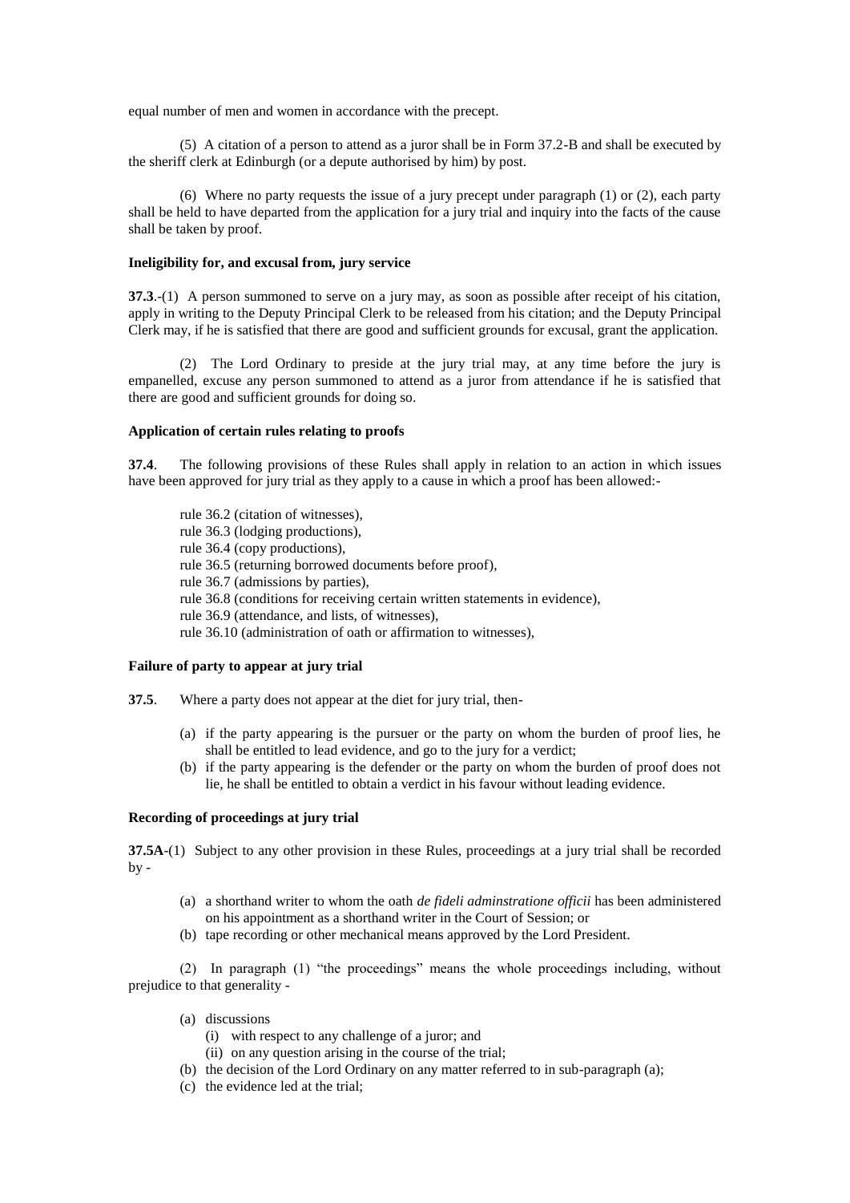equal number of men and women in accordance with the precept.

(5) A citation of a person to attend as a juror shall be in Form 37.2-B and shall be executed by the sheriff clerk at Edinburgh (or a depute authorised by him) by post.

(6) Where no party requests the issue of a jury precept under paragraph (1) or (2), each party shall be held to have departed from the application for a jury trial and inquiry into the facts of the cause shall be taken by proof.

#### Ineligibility for, and excusal from, jury service

**37.3**.-(1) A person summoned to serve on a jury may, as soon as possible after receipt of his citation, apply in writing to the Deputy Principal Clerk to be released from his citation; and the Deputy Principal Clerk may, if he is satisfied that there are good and sufficient grounds for excusal, grant the application.

(2) The Lord Ordinary to preside at the jury trial may, at any time before the jury is empanelled, excuse any person summoned to attend as a juror from attendance if he is satisfied that there are good and sufficient grounds for doing so.

#### Application of certain rules relating to proofs

**37.4**. The following provisions of these Rules shall apply in relation to an action in which issues have been approved for jury trial as they apply to a cause in which a proof has been allowed:-

rule 36.2 (citation of witnesses),
rule 36.3 (lodging productions),
rule 36.4 (copy productions),
rule 36.5 (returning borrowed documents before proof),
rule 36.7 (admissions by parties),
rule 36.8 (conditions for receiving certain written statements in evidence),
rule 36.9 (attendance, and lists, of witnesses),
rule 36.10 (administration of oath or affirmation to witnesses),

#### Failure of party to appear at jury trial

**37.5**. Where a party does not appear at the diet for jury trial, then-

(a) if the party appearing is the pursuer or the party on whom the burden of proof lies, he shall be entitled to lead evidence, and go to the jury for a verdict;
(b) if the party appearing is the defender or the party on whom the burden of proof does not lie, he shall be entitled to obtain a verdict in his favour without leading evidence.

#### Recording of proceedings at jury trial

**37.5A**-(1) Subject to any other provision in these Rules, proceedings at a jury trial shall be recorded by -

(a) a shorthand writer to whom the oath *de fideli adminstratione officii* has been administered on his appointment as a shorthand writer in the Court of Session; or
(b) tape recording or other mechanical means approved by the Lord President.

(2) In paragraph (1) "the proceedings" means the whole proceedings including, without prejudice to that generality -

(a) discussions
    (i) with respect to any challenge of a juror; and
    (ii) on any question arising in the course of the trial;
(b) the decision of the Lord Ordinary on any matter referred to in sub-paragraph (a);
(c) the evidence led at the trial;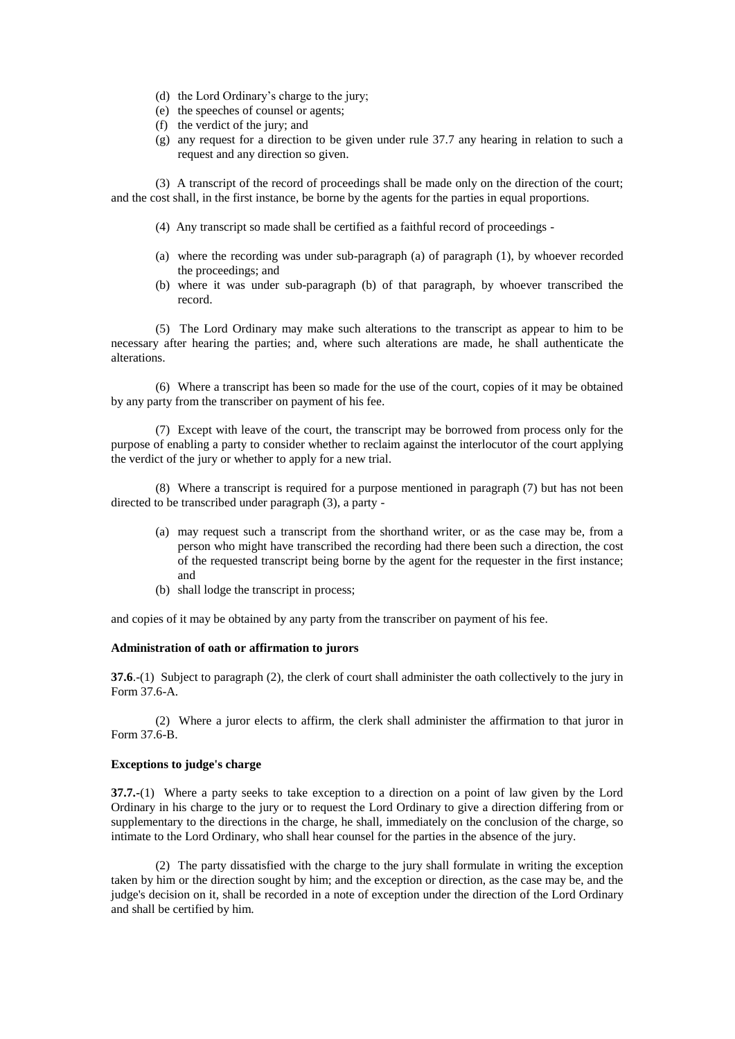(d) the Lord Ordinary's charge to the jury;
(e) the speeches of counsel or agents;
(f) the verdict of the jury; and
(g) any request for a direction to be given under rule 37.7 any hearing in relation to such a request and any direction so given.

(3) A transcript of the record of proceedings shall be made only on the direction of the court; and the cost shall, in the first instance, be borne by the agents for the parties in equal proportions.

(4) Any transcript so made shall be certified as a faithful record of proceedings -

(a) where the recording was under sub-paragraph (a) of paragraph (1), by whoever recorded the proceedings; and
(b) where it was under sub-paragraph (b) of that paragraph, by whoever transcribed the record.

(5) The Lord Ordinary may make such alterations to the transcript as appear to him to be necessary after hearing the parties; and, where such alterations are made, he shall authenticate the alterations.

(6) Where a transcript has been so made for the use of the court, copies of it may be obtained by any party from the transcriber on payment of his fee.

(7) Except with leave of the court, the transcript may be borrowed from process only for the purpose of enabling a party to consider whether to reclaim against the interlocutor of the court applying the verdict of the jury or whether to apply for a new trial.

(8) Where a transcript is required for a purpose mentioned in paragraph (7) but has not been directed to be transcribed under paragraph (3), a party -

(a) may request such a transcript from the shorthand writer, or as the case may be, from a person who might have transcribed the recording had there been such a direction, the cost of the requested transcript being borne by the agent for the requester in the first instance; and
(b) shall lodge the transcript in process;

and copies of it may be obtained by any party from the transcriber on payment of his fee.

**Administration of oath or affirmation to jurors**

**37.6**.-(1) Subject to paragraph (2), the clerk of court shall administer the oath collectively to the jury in Form 37.6-A.

(2) Where a juror elects to affirm, the clerk shall administer the affirmation to that juror in Form 37.6-B.

**Exceptions to judge's charge**

**37.7.**-(1) Where a party seeks to take exception to a direction on a point of law given by the Lord Ordinary in his charge to the jury or to request the Lord Ordinary to give a direction differing from or supplementary to the directions in the charge, he shall, immediately on the conclusion of the charge, so intimate to the Lord Ordinary, who shall hear counsel for the parties in the absence of the jury.

(2) The party dissatisfied with the charge to the jury shall formulate in writing the exception taken by him or the direction sought by him; and the exception or direction, as the case may be, and the judge's decision on it, shall be recorded in a note of exception under the direction of the Lord Ordinary and shall be certified by him.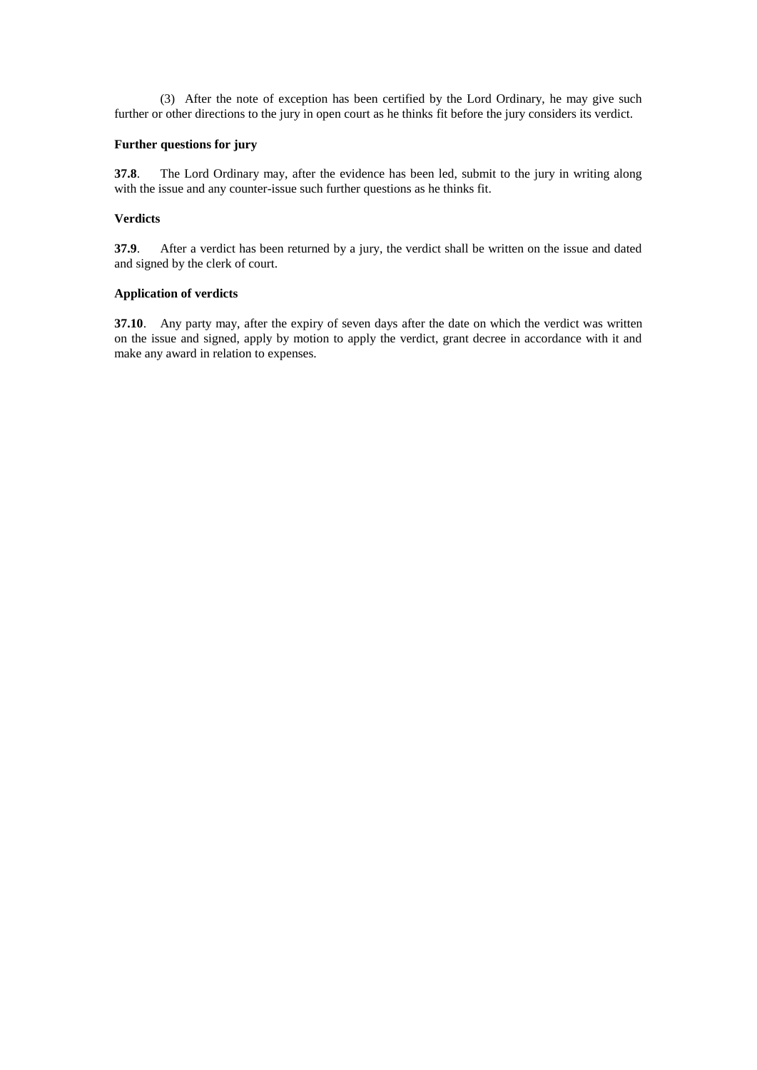(3) After the note of exception has been certified by the Lord Ordinary, he may give such further or other directions to the jury in open court as he thinks fit before the jury considers its verdict.

**Further questions for jury**

**37.8**. The Lord Ordinary may, after the evidence has been led, submit to the jury in writing along with the issue and any counter-issue such further questions as he thinks fit.

**Verdicts**

**37.9**. After a verdict has been returned by a jury, the verdict shall be written on the issue and dated and signed by the clerk of court.

**Application of verdicts**

**37.10**. Any party may, after the expiry of seven days after the date on which the verdict was written on the issue and signed, apply by motion to apply the verdict, grant decree in accordance with it and make any award in relation to expenses.